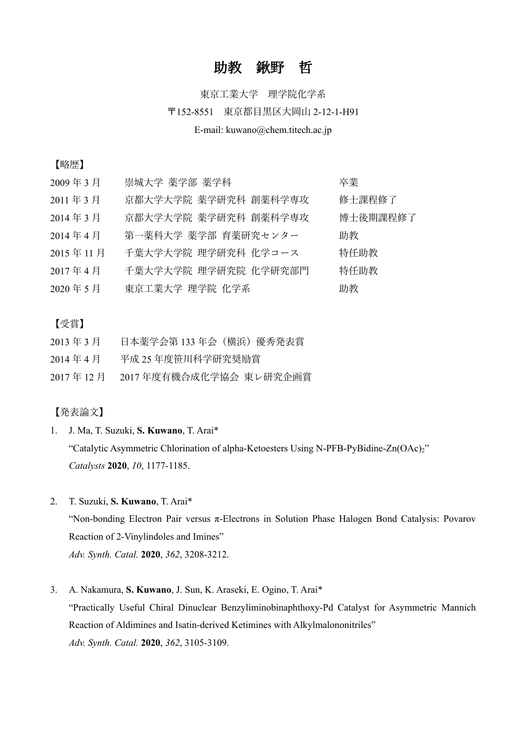# 助教　鍬野　哲

東京工業大学　理学院化学系

〒152-8551　東京都目黒区大岡山 2-12-1-H91

E-mail: kuwano@chem.titech.ac.jp

【略歴】

| | | |
|---|---|---|
| 2009 年 3 月 | 崇城大学 薬学部 薬学科 | 卒業 |
| 2011 年 3 月 | 京都大学大学院 薬学研究科 創薬科学専攻 | 修士課程修了 |
| 2014 年 3 月 | 京都大学大学院 薬学研究科 創薬科学専攻 | 博士後期課程修了 |
| 2014 年 4 月 | 第一薬科大学 薬学部 育薬研究センター | 助教 |
| 2015 年 11 月 | 千葉大学大学院 理学研究科 化学コース | 特任助教 |
| 2017 年 4 月 | 千葉大学大学院 理学研究院 化学研究部門 | 特任助教 |
| 2020 年 5 月 | 東京工業大学 理学院 化学系 | 助教 |

【受賞】

| | |
|---|---|
| 2013 年 3 月 | 日本薬学会第 133 年会（横浜）優秀発表賞 |
| 2014 年 4 月 | 平成 25 年度笹川科学研究奨励賞 |
| 2017 年 12 月 | 2017 年度有機合成化学協会 東レ研究企画賞 |

【発表論文】

1. J. Ma, T. Suzuki, **S. Kuwano**, T. Arai*
   "Catalytic Asymmetric Chlorination of alpha-Ketoesters Using N-PFB-PyBidine-Zn$(OAc)_2$"
   *Catalysts* **2020**, *10*, 1177-1185.

2. T. Suzuki, **S. Kuwano**, T. Arai*
   "Non-bonding Electron Pair versus π-Electrons in Solution Phase Halogen Bond Catalysis: Povarov Reaction of 2-Vinylindoles and Imines"
   *Adv. Synth. Catal.* **2020**, *362*, 3208-3212.

3. A. Nakamura, **S. Kuwano**, J. Sun, K. Araseki, E. Ogino, T. Arai*
   "Practically Useful Chiral Dinuclear Benzyliminobinaphthoxy-Pd Catalyst for Asymmetric Mannich Reaction of Aldimines and Isatin-derived Ketimines with Alkylmalononitriles"
   *Adv. Synth. Catal.* **2020**, *362*, 3105-3109.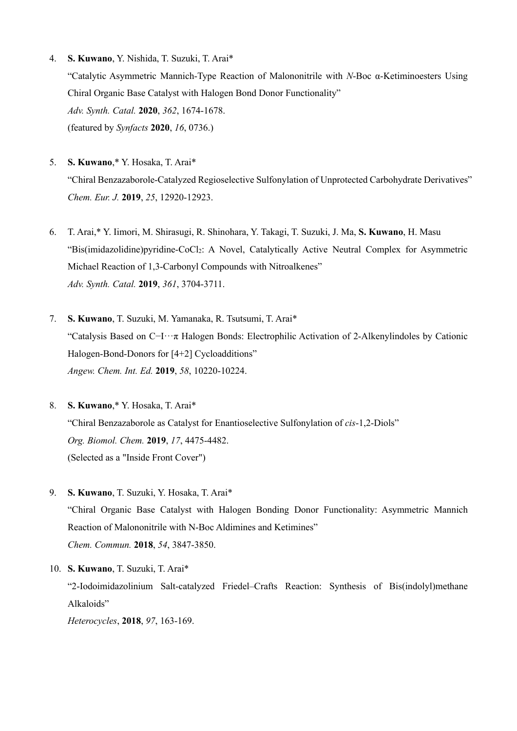4. **S. Kuwano**, Y. Nishida, T. Suzuki, T. Arai*
   "Catalytic Asymmetric Mannich-Type Reaction of Malononitrile with *N*-Boc α-Ketiminoesters Using Chiral Organic Base Catalyst with Halogen Bond Donor Functionality"
   *Adv. Synth. Catal.* **2020**, *362*, 1674-1678.
   (featured by *Synfacts* **2020**, *16*, 0736.)

5. **S. Kuwano**,* Y. Hosaka, T. Arai*
   "Chiral Benzazaborole-Catalyzed Regioselective Sulfonylation of Unprotected Carbohydrate Derivatives"
   *Chem. Eur. J.* **2019**, *25*, 12920-12923.

6. T. Arai,* Y. Iimori, M. Shirasugi, R. Shinohara, Y. Takagi, T. Suzuki, J. Ma, **S. Kuwano**, H. Masu
   "Bis(imidazolidine)pyridine-$CoCl_2$: A Novel, Catalytically Active Neutral Complex for Asymmetric Michael Reaction of 1,3-Carbonyl Compounds with Nitroalkenes"
   *Adv. Synth. Catal.* **2019**, *361*, 3704-3711.

7. **S. Kuwano**, T. Suzuki, M. Yamanaka, R. Tsutsumi, T. Arai*
   "Catalysis Based on C−I···π Halogen Bonds: Electrophilic Activation of 2-Alkenylindoles by Cationic Halogen-Bond-Donors for [4+2] Cycloadditions"
   *Angew. Chem. Int. Ed.* **2019**, *58*, 10220-10224.

8. **S. Kuwano**,* Y. Hosaka, T. Arai*
   "Chiral Benzazaborole as Catalyst for Enantioselective Sulfonylation of *cis*-1,2-Diols"
   *Org. Biomol. Chem.* **2019**, *17*, 4475-4482.
   (Selected as a "Inside Front Cover")

9. **S. Kuwano**, T. Suzuki, Y. Hosaka, T. Arai*
   "Chiral Organic Base Catalyst with Halogen Bonding Donor Functionality: Asymmetric Mannich Reaction of Malononitrile with N-Boc Aldimines and Ketimines"
   *Chem. Commun.* **2018**, *54*, 3847-3850.

10. **S. Kuwano**, T. Suzuki, T. Arai*
    "2-Iodoimidazolinium Salt-catalyzed Friedel–Crafts Reaction: Synthesis of Bis(indolyl)methane Alkaloids"
    *Heterocycles*, **2018**, *97*, 163-169.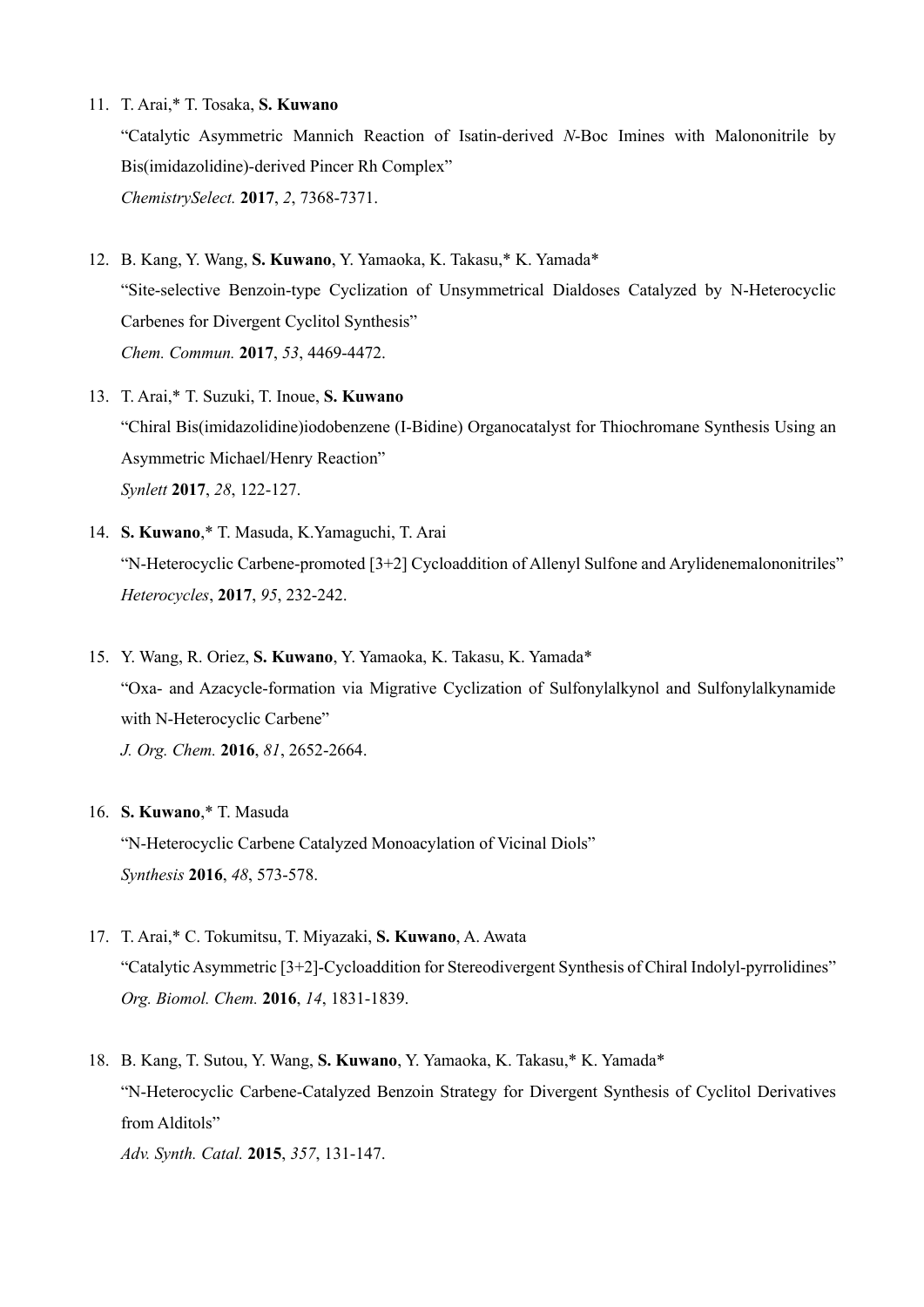11. T. Arai,* T. Tosaka, **S. Kuwano**
    "Catalytic Asymmetric Mannich Reaction of Isatin-derived *N*-Boc Imines with Malononitrile by Bis(imidazolidine)-derived Pincer Rh Complex"
    *ChemistrySelect.* **2017**, *2*, 7368-7371.

12. B. Kang, Y. Wang, **S. Kuwano**, Y. Yamaoka, K. Takasu,* K. Yamada*
    "Site-selective Benzoin-type Cyclization of Unsymmetrical Dialdoses Catalyzed by N-Heterocyclic Carbenes for Divergent Cyclitol Synthesis"
    *Chem. Commun.* **2017**, *53*, 4469-4472.

13. T. Arai,* T. Suzuki, T. Inoue, **S. Kuwano**
    "Chiral Bis(imidazolidine)iodobenzene (I-Bidine) Organocatalyst for Thiochromane Synthesis Using an Asymmetric Michael/Henry Reaction"
    *Synlett* **2017**, *28*, 122-127.

14. **S. Kuwano**,* T. Masuda, K.Yamaguchi, T. Arai
    "N-Heterocyclic Carbene-promoted [3+2] Cycloaddition of Allenyl Sulfone and Arylidenemalononitriles"
    *Heterocycles*, **2017**, *95*, 232-242.

15. Y. Wang, R. Oriez, **S. Kuwano**, Y. Yamaoka, K. Takasu, K. Yamada*
    "Oxa- and Azacycle-formation via Migrative Cyclization of Sulfonylalkynol and Sulfonylalkynamide with N-Heterocyclic Carbene"
    *J. Org. Chem.* **2016**, *81*, 2652-2664.

16. **S. Kuwano**,* T. Masuda
    "N-Heterocyclic Carbene Catalyzed Monoacylation of Vicinal Diols"
    *Synthesis* **2016**, *48*, 573-578.

17. T. Arai,* C. Tokumitsu, T. Miyazaki, **S. Kuwano**, A. Awata
    "Catalytic Asymmetric [3+2]-Cycloaddition for Stereodivergent Synthesis of Chiral Indolyl-pyrrolidines"
    *Org. Biomol. Chem.* **2016**, *14*, 1831-1839.

18. B. Kang, T. Sutou, Y. Wang, **S. Kuwano**, Y. Yamaoka, K. Takasu,* K. Yamada*
    "N-Heterocyclic Carbene-Catalyzed Benzoin Strategy for Divergent Synthesis of Cyclitol Derivatives from Alditols"
    *Adv. Synth. Catal.* **2015**, *357*, 131-147.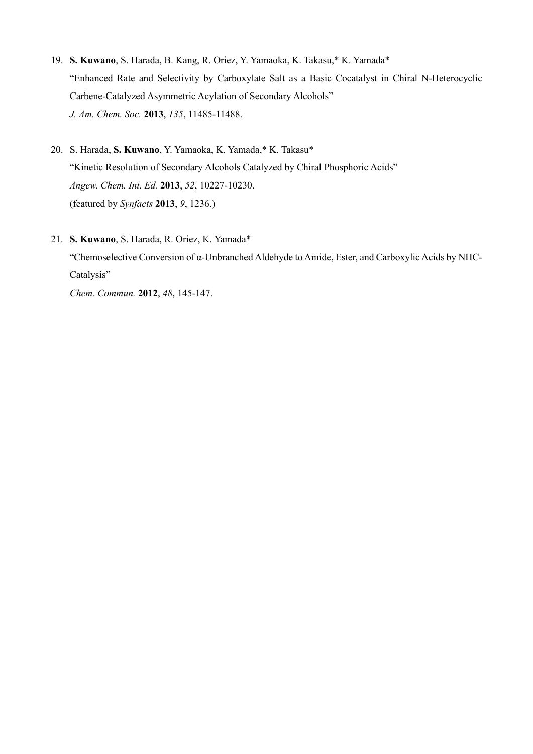19. **S. Kuwano**, S. Harada, B. Kang, R. Oriez, Y. Yamaoka, K. Takasu,* K. Yamada*
    "Enhanced Rate and Selectivity by Carboxylate Salt as a Basic Cocatalyst in Chiral N-Heterocyclic Carbene-Catalyzed Asymmetric Acylation of Secondary Alcohols"
    *J. Am. Chem. Soc.* **2013**, *135*, 11485-11488.

20. S. Harada, **S. Kuwano**, Y. Yamaoka, K. Yamada,* K. Takasu*
    "Kinetic Resolution of Secondary Alcohols Catalyzed by Chiral Phosphoric Acids"
    *Angew. Chem. Int. Ed.* **2013**, *52*, 10227-10230.
    (featured by *Synfacts* **2013**, *9*, 1236.)

21. **S. Kuwano**, S. Harada, R. Oriez, K. Yamada*
    "Chemoselective Conversion of α-Unbranched Aldehyde to Amide, Ester, and Carboxylic Acids by NHC-Catalysis"
    *Chem. Commun.* **2012**, *48*, 145-147.